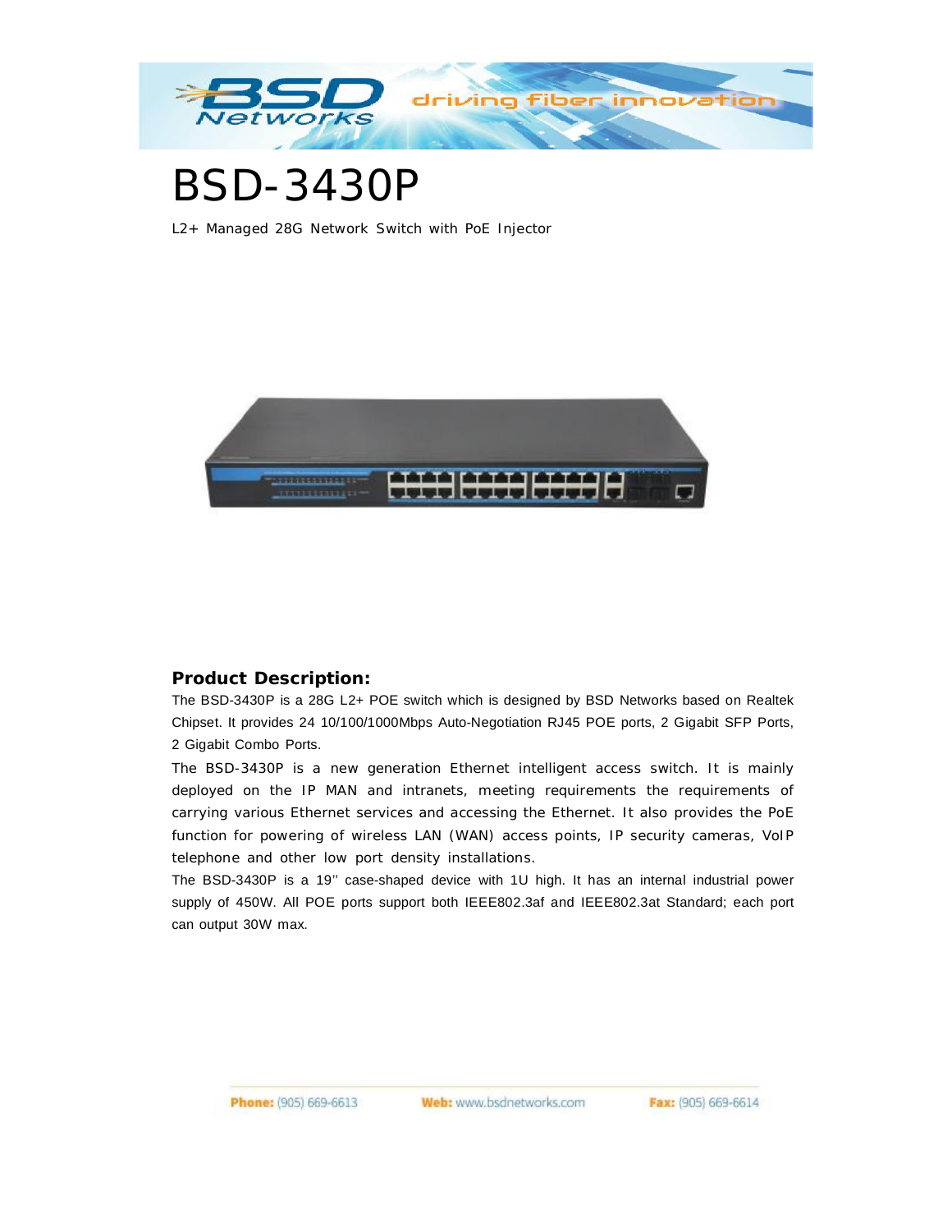# BSD-3430P

L2+ Managed 28G Network Switch with PoE Injector

## Product Description:

The BSD-3430P is a 28G L2+ POE switch which is designed by BSD Networks based on Realtek Chipset. It provides 24 10/100/1000Mbps Auto-Negotiation RJ45 POE ports, 2 Gigabit SFP Ports, 2 Gigabit Combo Ports.

The BSD-3430P is a new generation Ethernet intelligent access switch. It is mainly deployed on the IP MAN and intranets, meeting requirements the requirements of carrying various Ethernet services and accessing the Ethernet. It also provides the PoE function for powering of wireless LAN (WAN) access points, IP security cameras, VoIP telephone and other low port density installations.

The BSD-3430P is a 19'' case-shaped device with 1U high. It has an internal industrial power supply of 450W. All POE ports support both IEEE802.3af and IEEE802.3at Standard; each port can output 30W max.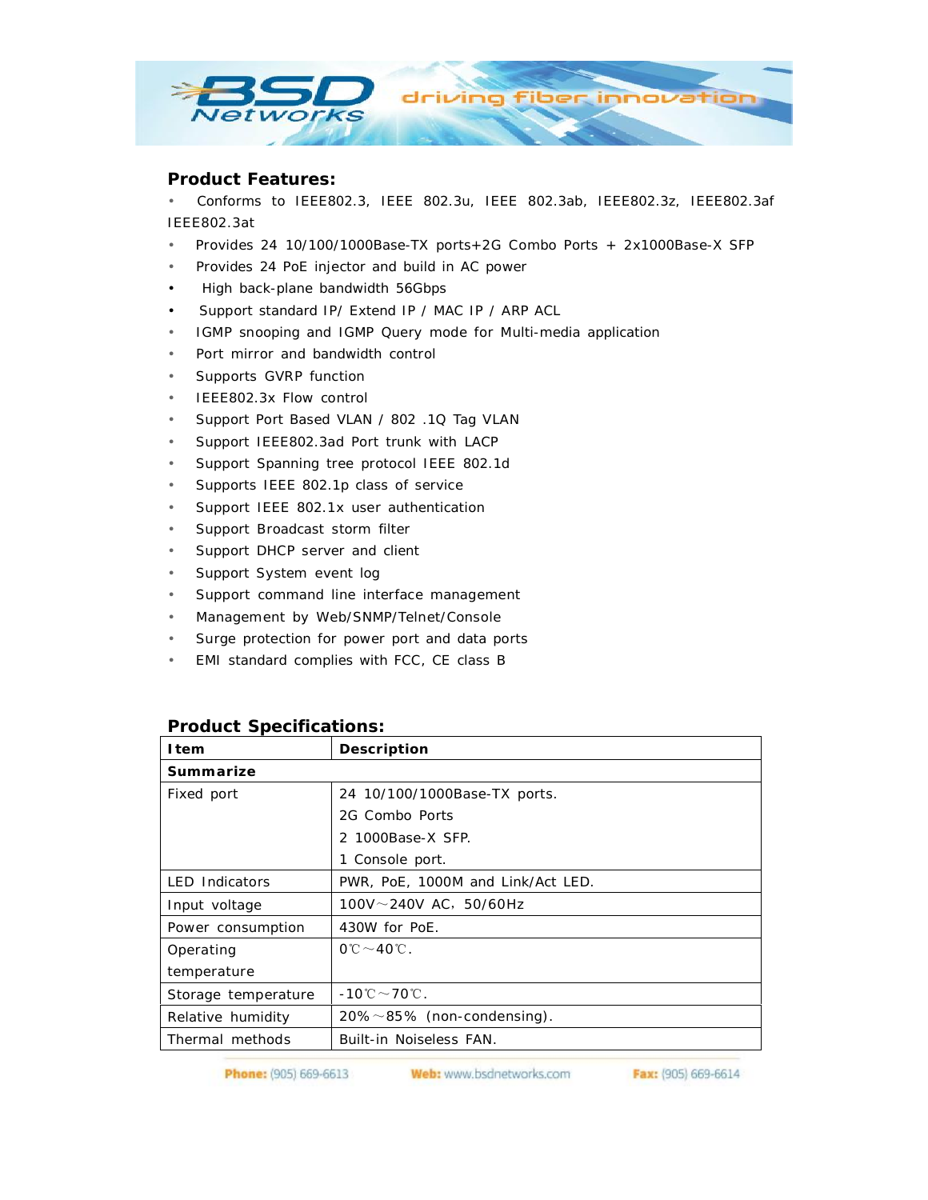## Product Features:

- Conforms to IEEE802.3, IEEE 802.3u, IEEE 802.3ab, IEEE802.3z, IEEE802.3af IEEE802.3at
- Provides 24 10/100/1000Base-TX ports+2G Combo Ports + 2x1000Base-X SFP
- Provides 24 PoE injector and build in AC power
- High back-plane bandwidth 56Gbps
- Support standard IP/ Extend IP / MAC IP / ARP ACL
- IGMP snooping and IGMP Query mode for Multi-media application
- Port mirror and bandwidth control
- Supports GVRP function
- IEEE802.3x Flow control
- Support Port Based VLAN / 802 .1Q Tag VLAN
- Support IEEE802.3ad Port trunk with LACP
- Support Spanning tree protocol IEEE 802.1d
- Supports IEEE 802.1p class of service
- Support IEEE 802.1x user authentication
- Support Broadcast storm filter
- Support DHCP server and client
- Support System event log
- Support command line interface management
- Management by Web/SNMP/Telnet/Console
- Surge protection for power port and data ports
- EMI standard complies with FCC, CE class B

## Product Specifications:

| Item | Description |
|---|---|
| **Summarize** | |
| Fixed port | 24 10/100/1000Base-TX ports.<br>2G Combo Ports<br>2 1000Base-X SFP.<br>1 Console port. |
| LED Indicators | PWR, PoE, 1000M and Link/Act LED. |
| Input voltage | 100V～240V AC，50/60Hz |
| Power consumption | 430W for PoE. |
| Operating temperature | 0℃～40℃. |
| Storage temperature | -10℃～70℃. |
| Relative humidity | 20%～85% (non-condensing). |
| Thermal methods | Built-in Noiseless FAN. |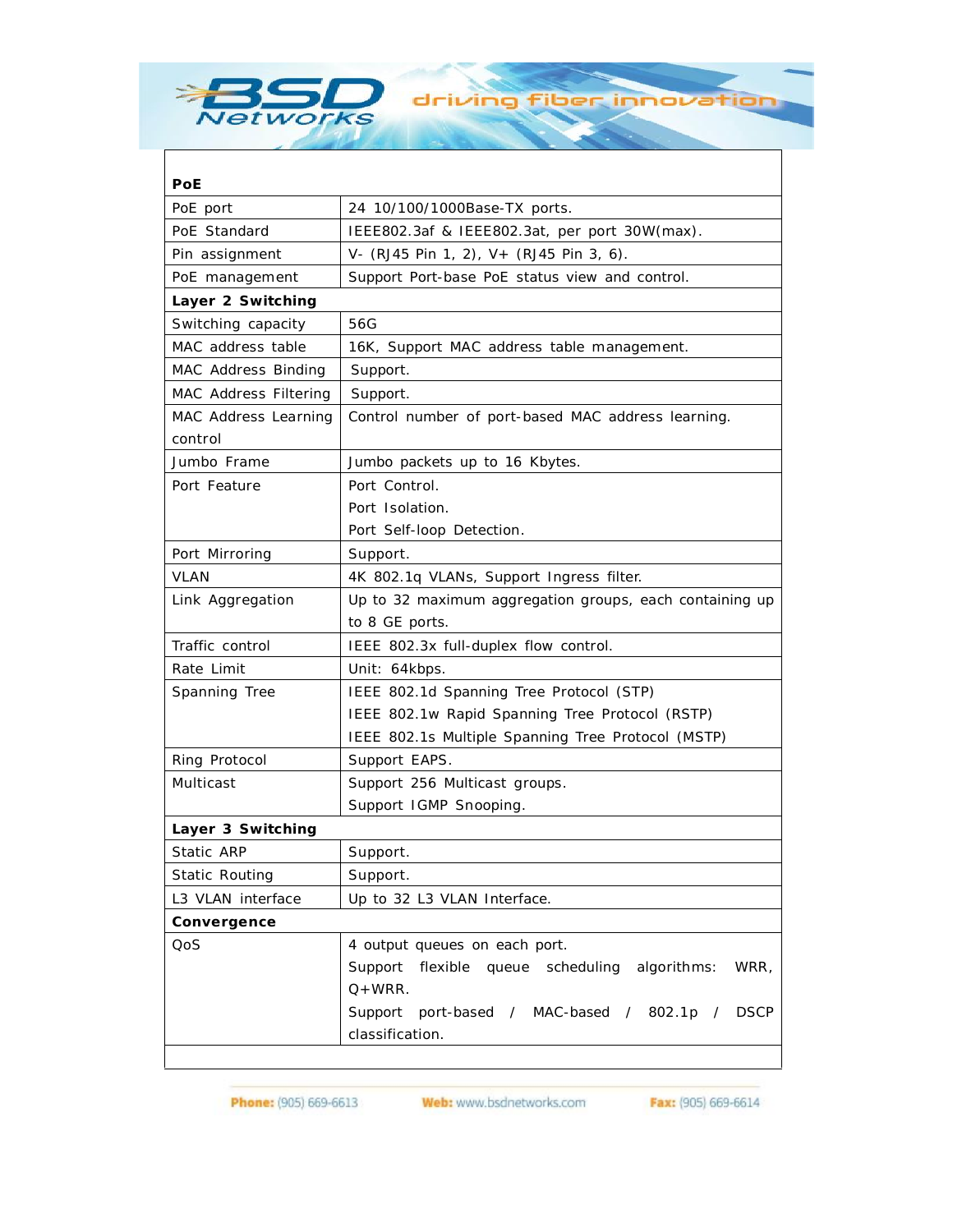| PoE | |
|---|---|
| PoE port | 24 10/100/1000Base-TX ports. |
| PoE Standard | IEEE802.3af & IEEE802.3at, per port 30W(max). |
| Pin assignment | V- (RJ45 Pin 1, 2), V+ (RJ45 Pin 3, 6). |
| PoE management | Support Port-base PoE status view and control. |
| **Layer 2 Switching** | |
| Switching capacity | 56G |
| MAC address table | 16K, Support MAC address table management. |
| MAC Address Binding | Support. |
| MAC Address Filtering | Support. |
| MAC Address Learning control | Control number of port-based MAC address learning. |
| Jumbo Frame | Jumbo packets up to 16 Kbytes. |
| Port Feature | Port Control.<br>Port Isolation.<br>Port Self-loop Detection. |
| Port Mirroring | Support. |
| VLAN | 4K 802.1q VLANs, Support Ingress filter. |
| Link Aggregation | Up to 32 maximum aggregation groups, each containing up to 8 GE ports. |
| Traffic control | IEEE 802.3x full-duplex flow control. |
| Rate Limit | Unit: 64kbps. |
| Spanning Tree | IEEE 802.1d Spanning Tree Protocol (STP)<br>IEEE 802.1w Rapid Spanning Tree Protocol (RSTP)<br>IEEE 802.1s Multiple Spanning Tree Protocol (MSTP) |
| Ring Protocol | Support EAPS. |
| Multicast | Support 256 Multicast groups.<br>Support IGMP Snooping. |
| **Layer 3 Switching** | |
| Static ARP | Support. |
| Static Routing | Support. |
| L3 VLAN interface | Up to 32 L3 VLAN Interface. |
| **Convergence** | |
| QoS | 4 output queues on each port.<br>Support flexible queue scheduling algorithms: WRR, Q+WRR.<br>Support port-based / MAC-based / 802.1p / DSCP classification. |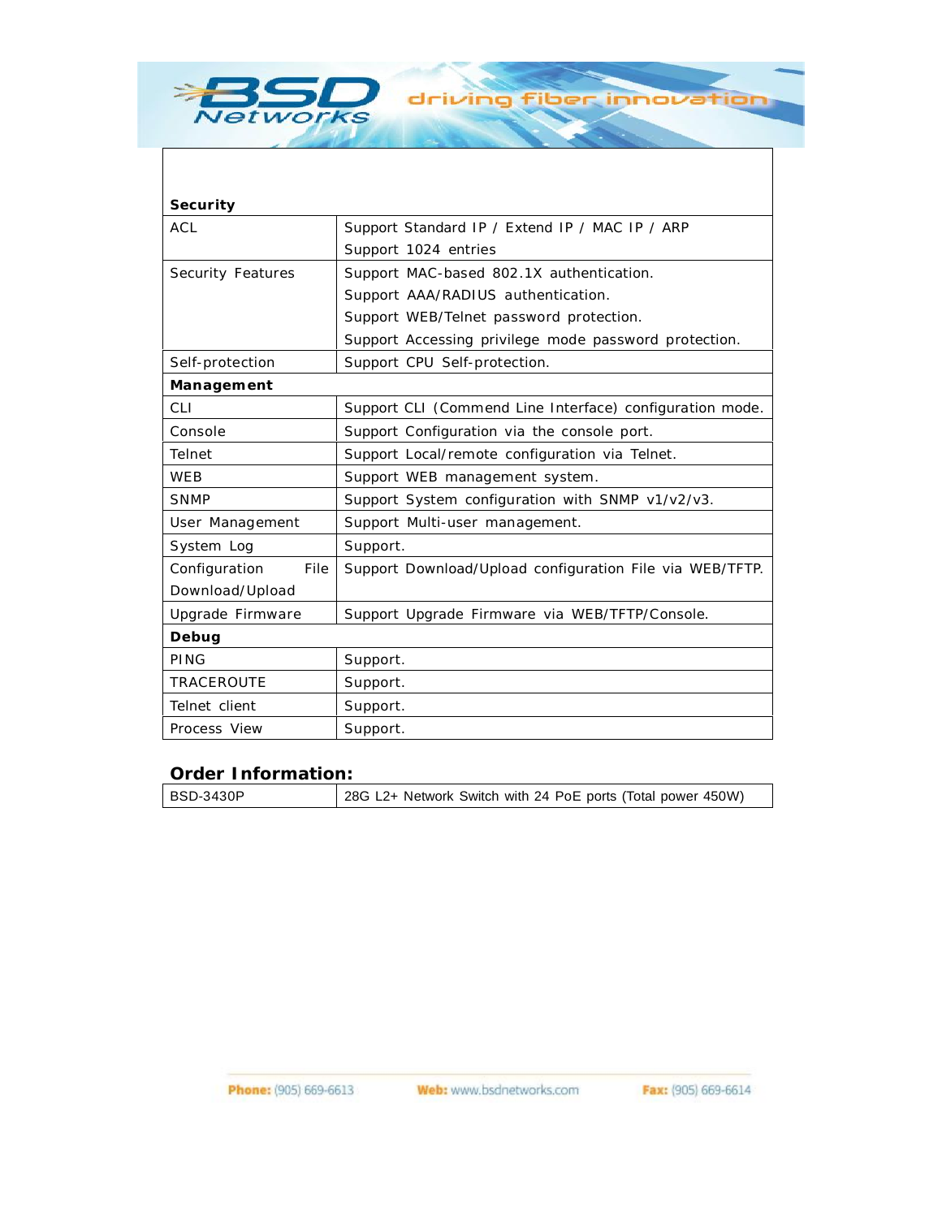| | |
|---|---|
| **Security** | |
| ACL | Support Standard IP / Extend IP / MAC IP / ARP<br>Support 1024 entries |
| Security Features | Support MAC-based 802.1X authentication.<br>Support AAA/RADIUS authentication.<br>Support WEB/Telnet password protection.<br>Support Accessing privilege mode password protection. |
| Self-protection | Support CPU Self-protection. |
| **Management** | |
| CLI | Support CLI (Commend Line Interface) configuration mode. |
| Console | Support Configuration via the console port. |
| Telnet | Support Local/remote configuration via Telnet. |
| WEB | Support WEB management system. |
| SNMP | Support System configuration with SNMP v1/v2/v3. |
| User Management | Support Multi-user management. |
| System Log | Support. |
| Configuration File Download/Upload | Support Download/Upload configuration File via WEB/TFTP. |
| Upgrade Firmware | Support Upgrade Firmware via WEB/TFTP/Console. |
| **Debug** | |
| PING | Support. |
| TRACEROUTE | Support. |
| Telnet client | Support. |
| Process View | Support. |

## Order Information:

| | |
|---|---|
| BSD-3430P | 28G L2+ Network Switch with 24 PoE ports (Total power 450W) |